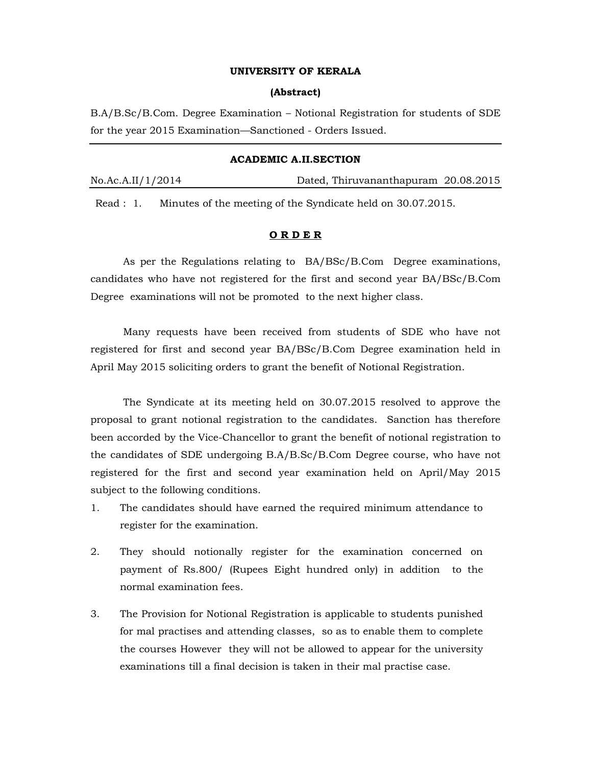**UNIVERSITY OF KERALA**

**(Abstract)**

B.A/B.Sc/B.Com. Degree Examination – Notional Registration for students of SDE for the year 2015 Examination—Sanctioned - Orders Issued.

---

**ACADEMIC A.II.SECTION**

No.Ac.A.II/1/2014 Dated, Thiruvananthapuram 20.08.2015

---

Read : 1. Minutes of the meeting of the Syndicate held on 30.07.2015.

**O R D E R**

As per the Regulations relating to BA/BSc/B.Com Degree examinations, candidates who have not registered for the first and second year BA/BSc/B.Com Degree examinations will not be promoted to the next higher class.

Many requests have been received from students of SDE who have not registered for first and second year BA/BSc/B.Com Degree examination held in April May 2015 soliciting orders to grant the benefit of Notional Registration.

The Syndicate at its meeting held on 30.07.2015 resolved to approve the proposal to grant notional registration to the candidates. Sanction has therefore been accorded by the Vice-Chancellor to grant the benefit of notional registration to the candidates of SDE undergoing B.A/B.Sc/B.Com Degree course, who have not registered for the first and second year examination held on April/May 2015 subject to the following conditions.

1. The candidates should have earned the required minimum attendance to register for the examination.
2. They should notionally register for the examination concerned on payment of Rs.800/ (Rupees Eight hundred only) in addition to the normal examination fees.
3. The Provision for Notional Registration is applicable to students punished for mal practises and attending classes, so as to enable them to complete the courses However they will not be allowed to appear for the university examinations till a final decision is taken in their mal practise case.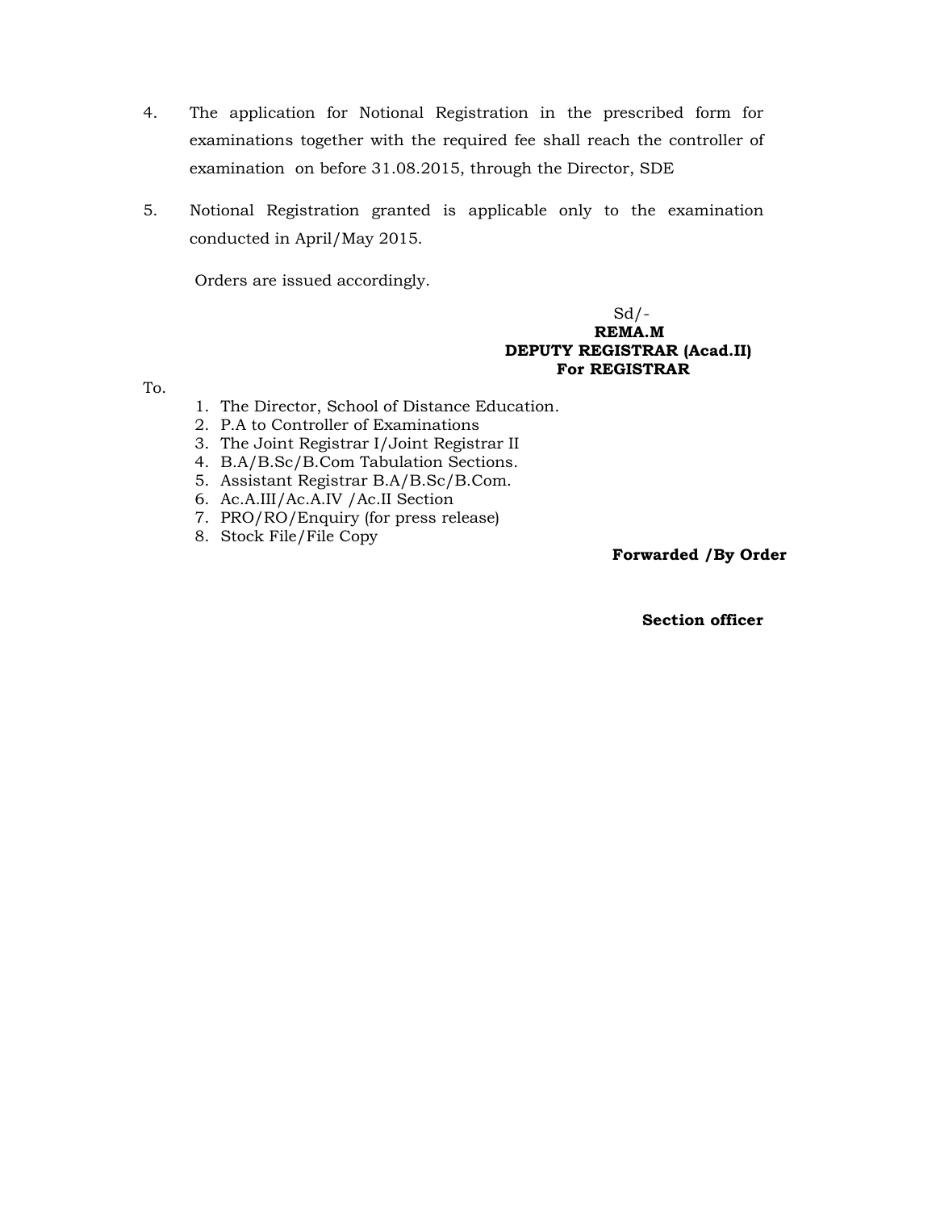4. The application for Notional Registration in the prescribed form for examinations together with the required fee shall reach the controller of examination on before 31.08.2015, through the Director, SDE

5. Notional Registration granted is applicable only to the examination conducted in April/May 2015.

Orders are issued accordingly.

Sd/-
**REMA.M**
**DEPUTY REGISTRAR (Acad.II)**
**For REGISTRAR**

To.

1. The Director, School of Distance Education.
2. P.A to Controller of Examinations
3. The Joint Registrar I/Joint Registrar II
4. B.A/B.Sc/B.Com Tabulation Sections.
5. Assistant Registrar B.A/B.Sc/B.Com.
6. Ac.A.III/Ac.A.IV /Ac.II Section
7. PRO/RO/Enquiry (for press release)
8. Stock File/File Copy

**Forwarded /By Order**

**Section officer**